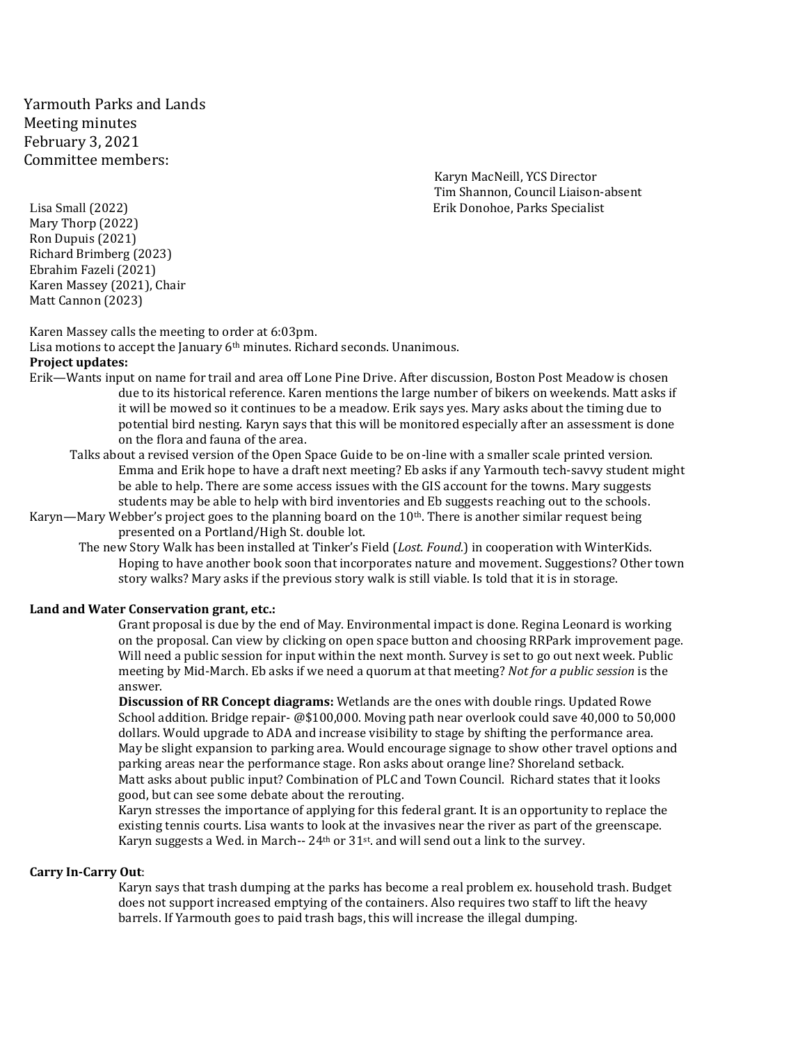Yarmouth Parks and Lands
Meeting minutes
February 3, 2021
Committee members:

Lisa Small (2022)
Mary Thorp (2022)
Ron Dupuis (2021)
Richard Brimberg (2023)
Ebrahim Fazeli (2021)
Karen Massey (2021), Chair
Matt Cannon (2023)

Karyn MacNeill, YCS Director
Tim Shannon, Council Liaison-absent
Erik Donohoe, Parks Specialist

Karen Massey calls the meeting to order at 6:03pm.
Lisa motions to accept the January 6th minutes. Richard seconds. Unanimous.

**Project updates:**

Erik—Wants input on name for trail and area off Lone Pine Drive. After discussion, Boston Post Meadow is chosen due to its historical reference. Karen mentions the large number of bikers on weekends. Matt asks if it will be mowed so it continues to be a meadow. Erik says yes. Mary asks about the timing due to potential bird nesting. Karyn says that this will be monitored especially after an assessment is done on the flora and fauna of the area.

Talks about a revised version of the Open Space Guide to be on-line with a smaller scale printed version. Emma and Erik hope to have a draft next meeting? Eb asks if any Yarmouth tech-savvy student might be able to help. There are some access issues with the GIS account for the towns. Mary suggests students may be able to help with bird inventories and Eb suggests reaching out to the schools.

Karyn—Mary Webber's project goes to the planning board on the 10th. There is another similar request being presented on a Portland/High St. double lot.

The new Story Walk has been installed at Tinker's Field (*Lost. Found.*) in cooperation with WinterKids. Hoping to have another book soon that incorporates nature and movement. Suggestions? Other town story walks? Mary asks if the previous story walk is still viable. Is told that it is in storage.

**Land and Water Conservation grant, etc.:**

Grant proposal is due by the end of May. Environmental impact is done. Regina Leonard is working on the proposal. Can view by clicking on open space button and choosing RRPark improvement page. Will need a public session for input within the next month. Survey is set to go out next week. Public meeting by Mid-March. Eb asks if we need a quorum at that meeting? *Not for a public session* is the answer.

**Discussion of RR Concept diagrams:** Wetlands are the ones with double rings. Updated Rowe School addition. Bridge repair- @$100,000. Moving path near overlook could save 40,000 to 50,000 dollars. Would upgrade to ADA and increase visibility to stage by shifting the performance area. May be slight expansion to parking area. Would encourage signage to show other travel options and parking areas near the performance stage. Ron asks about orange line? Shoreland setback.
Matt asks about public input? Combination of PLC and Town Council. Richard states that it looks good, but can see some debate about the rerouting.
Karyn stresses the importance of applying for this federal grant. It is an opportunity to replace the existing tennis courts. Lisa wants to look at the invasives near the river as part of the greenscape. Karyn suggests a Wed. in March-- 24th or 31st. and will send out a link to the survey.

**Carry In-Carry Out**:

Karyn says that trash dumping at the parks has become a real problem ex. household trash. Budget does not support increased emptying of the containers. Also requires two staff to lift the heavy barrels. If Yarmouth goes to paid trash bags, this will increase the illegal dumping.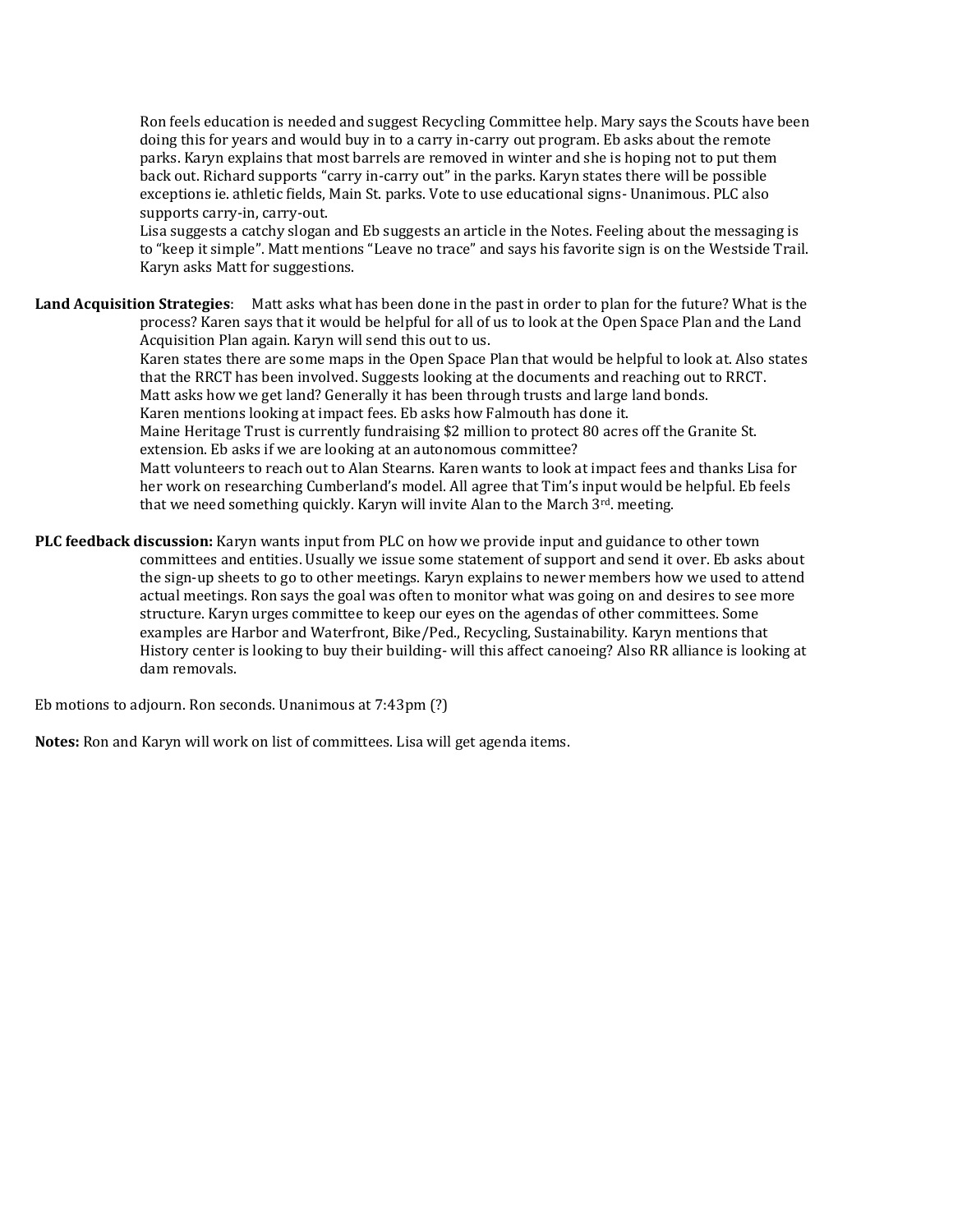Ron feels education is needed and suggest Recycling Committee help. Mary says the Scouts have been doing this for years and would buy in to a carry in-carry out program. Eb asks about the remote parks. Karyn explains that most barrels are removed in winter and she is hoping not to put them back out. Richard supports "carry in-carry out" in the parks. Karyn states there will be possible exceptions ie. athletic fields, Main St. parks. Vote to use educational signs- Unanimous. PLC also supports carry-in, carry-out.

Lisa suggests a catchy slogan and Eb suggests an article in the Notes. Feeling about the messaging is to "keep it simple". Matt mentions "Leave no trace" and says his favorite sign is on the Westside Trail. Karyn asks Matt for suggestions.

**Land Acquisition Strategies**: Matt asks what has been done in the past in order to plan for the future? What is the process? Karen says that it would be helpful for all of us to look at the Open Space Plan and the Land Acquisition Plan again. Karyn will send this out to us.

Karen states there are some maps in the Open Space Plan that would be helpful to look at. Also states that the RRCT has been involved. Suggests looking at the documents and reaching out to RRCT.

Matt asks how we get land? Generally it has been through trusts and large land bonds.

Karen mentions looking at impact fees. Eb asks how Falmouth has done it.

Maine Heritage Trust is currently fundraising $2 million to protect 80 acres off the Granite St. extension. Eb asks if we are looking at an autonomous committee?

Matt volunteers to reach out to Alan Stearns. Karen wants to look at impact fees and thanks Lisa for her work on researching Cumberland's model. All agree that Tim's input would be helpful. Eb feels that we need something quickly. Karyn will invite Alan to the March 3rd. meeting.

**PLC feedback discussion:** Karyn wants input from PLC on how we provide input and guidance to other town committees and entities. Usually we issue some statement of support and send it over. Eb asks about the sign-up sheets to go to other meetings. Karyn explains to newer members how we used to attend actual meetings. Ron says the goal was often to monitor what was going on and desires to see more structure. Karyn urges committee to keep our eyes on the agendas of other committees. Some examples are Harbor and Waterfront, Bike/Ped., Recycling, Sustainability. Karyn mentions that History center is looking to buy their building- will this affect canoeing? Also RR alliance is looking at dam removals.

Eb motions to adjourn. Ron seconds. Unanimous at 7:43pm (?)

**Notes:** Ron and Karyn will work on list of committees. Lisa will get agenda items.